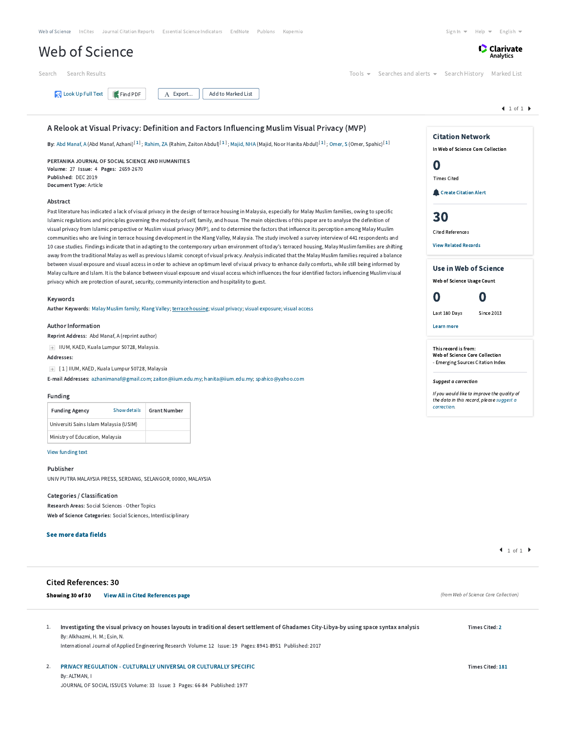Web of Science InCites Journal Citation Reports Essential Science Indicators EndNote Publons Kopernio

Sign In Help English

# Web of Science

Clarivate Analytics

Search Search Results Tools Searches and alerts Search History Marked List

Look Up Full Text Find PDF Export... Add to Marked List

## A Relook at Visual Privacy: Definition and Factors Influencing Muslim Visual Privacy (MVP)

**By:** Abd Manaf, A (Abd Manaf, Azhani)[1]; Rahim, ZA (Rahim, Zaiton Abdul)[1]; Majid, NHA (Majid, Noor Hanita Abdul)[1]; Omer, S (Omer, Spahic)[1]

PERTANIKA JOURNAL OF SOCIAL SCIENCE AND HUMANITIES
**Volume:** 27 **Issue:** 4 **Pages:** 2659-2670
**Published:** DEC 2019
**Document Type:** Article

### Abstract

Past literature has indicated a lack of visual privacy in the design of terrace housing in Malaysia, especially for Malay Muslim families, owing to specific Islamic regulations and principles governing the modesty of self, family, and house. The main objectives of this paper are to analyse the definition of visual privacy from Islamic perspective or Muslim visual privacy (MVP), and to determine the factors that influence its perception among Malay Muslim communities who are living in terrace housing development in the Klang Valley, Malaysia. The study involved a survey interview of 441 respondents and 10 case studies. Findings indicate that in adapting to the contemporary urban environment of today's terraced housing, Malay Muslim families are shifting away from the traditional Malay as well as previous Islamic concept of visual privacy. Analysis indicated that the Malay Muslim families required a balance between visual exposure and visual access in order to achieve an optimum level of visual privacy to enhance daily comforts, while still being informed by Malay culture and Islam. It is the balance between visual exposure and visual access which influences the four identified factors influencing Muslim visual privacy which are protection of aurat, security, community interaction and hospitality to guest.

### Keywords

**Author Keywords:** Malay Muslim family; Klang Valley; terrace housing; visual privacy; visual exposure; visual access

### Author Information

**Reprint Address:** Abd Manaf, A (reprint author)
IIUM, KAED, Kuala Lumpur 50728, Malaysia.

**Addresses:**
[1] IIUM, KAED, Kuala Lumpur 50728, Malaysia

**E-mail Addresses:** azhanimanaf@gmail.com; zaiton@iium.edu.my; hanita@iium.edu.my; spahico@yahoo.com

### Funding

| Funding Agency (Show details) | Grant Number |
|---|---|
| Universiti Sains Islam Malaysia (USIM) | |
| Ministry of Education, Malaysia | |

View funding text

### Publisher

UNIV PUTRA MALAYSIA PRESS, SERDANG, SELANGOR, 00000, MALAYSIA

### Categories / Classification

**Research Areas:** Social Sciences - Other Topics
**Web of Science Categories:** Social Sciences, Interdisciplinary

**See more data fields**

### Citation Network

In Web of Science Core Collection

**0** Times Cited

Create Citation Alert

**30** Cited References

View Related Records

### Use in Web of Science

Web of Science Usage Count

**0** Last 180 Days **0** Since 2013

Learn more

This record is from:
Web of Science Core Collection
- Emerging Sources Citation Index

*Suggest a correction*

*If you would like to improve the quality of the data in this record, please suggest a correction.*

## Cited References: 30

**Showing 30 of 30** **View All in Cited References page** *(from Web of Science Core Collection)*

1. **Investigating the visual privacy on houses layouts in traditional desert settlement of Ghadames City-Libya-by using space syntax analysis** — Times Cited: 2
By: Alkhazmi, H. M.; Esin, N.
International Journal of Applied Engineering Research Volume: 12 Issue: 19 Pages: 8941-8951 Published: 2017

2. **PRIVACY REGULATION - CULTURALLY UNIVERSAL OR CULTURALLY SPECIFIC** — Times Cited: 181
By: ALTMAN, I
JOURNAL OF SOCIAL ISSUES Volume: 33 Issue: 3 Pages: 66-84 Published: 1977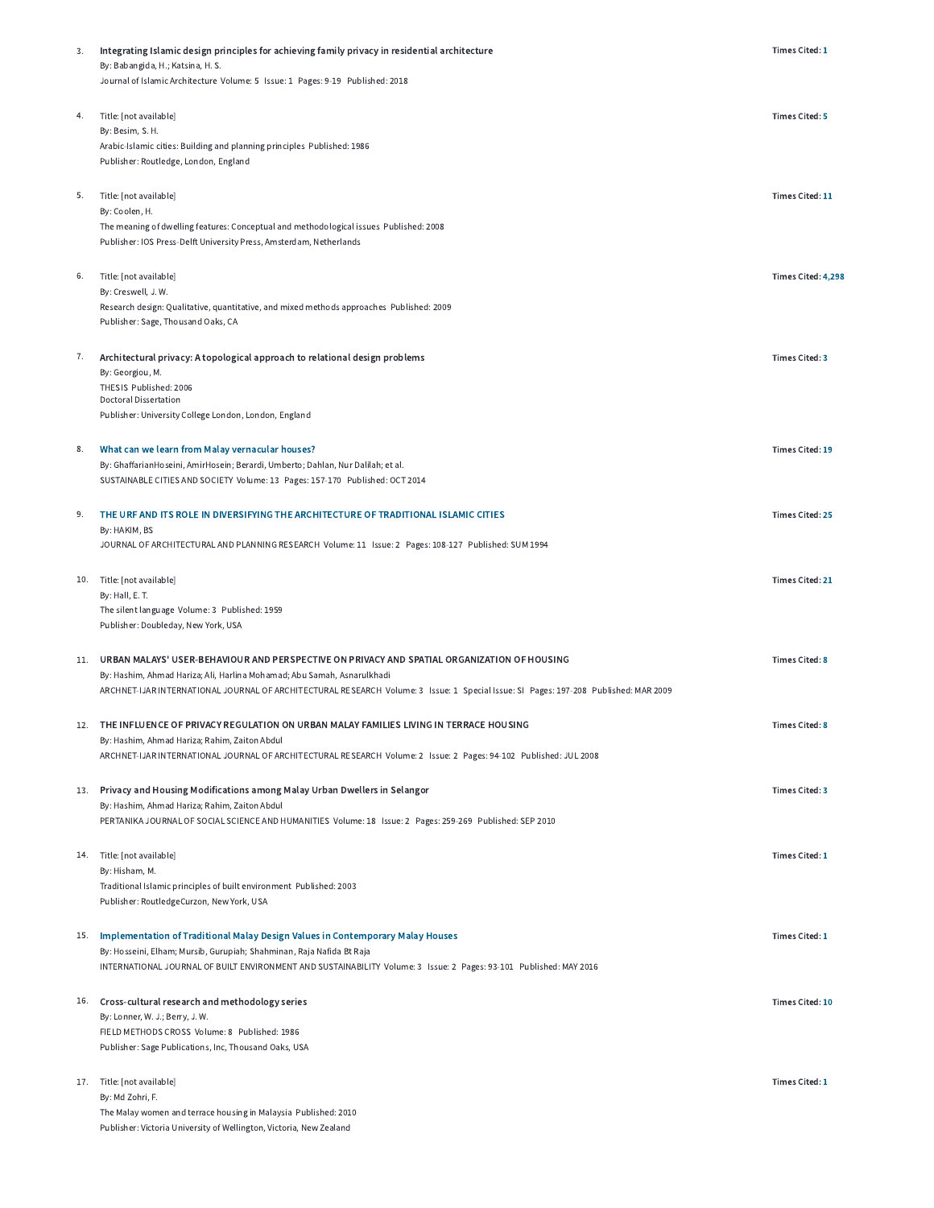3. **Integrating Islamic design principles for achieving family privacy in residential architecture**
   By: Babangida, H.; Katsina, H. S.
   Journal of Islamic Architecture Volume: 5 Issue: 1 Pages: 9-19 Published: 2018
   Times Cited: 1

4. Title: [not available]
   By: Besim, S. H.
   Arabic-Islamic cities: Building and planning principles Published: 1986
   Publisher: Routledge, London, England
   Times Cited: 5

5. Title: [not available]
   By: Coolen, H.
   The meaning of dwelling features: Conceptual and methodological issues Published: 2008
   Publisher: IOS Press-Delft University Press, Amsterdam, Netherlands
   Times Cited: 11

6. Title: [not available]
   By: Creswell, J. W.
   Research design: Qualitative, quantitative, and mixed methods approaches Published: 2009
   Publisher: Sage, Thousand Oaks, CA
   Times Cited: 4,298

7. **Architectural privacy: A topological approach to relational design problems**
   By: Georgiou, M.
   THESIS Published: 2006
   Doctoral Dissertation
   Publisher: University College London, London, England
   Times Cited: 3

8. **What can we learn from Malay vernacular houses?**
   By: GhaffarianHoseini, AmirHosein; Berardi, Umberto; Dahlan, Nur Dalilah; et al.
   SUSTAINABLE CITIES AND SOCIETY Volume: 13 Pages: 157-170 Published: OCT 2014
   Times Cited: 19

9. **THE URF AND ITS ROLE IN DIVERSIFYING THE ARCHITECTURE OF TRADITIONAL ISLAMIC CITIES**
   By: HAKIM, BS
   JOURNAL OF ARCHITECTURAL AND PLANNING RESEARCH Volume: 11 Issue: 2 Pages: 108-127 Published: SUM 1994
   Times Cited: 25

10. Title: [not available]
    By: Hall, E. T.
    The silent language Volume: 3 Published: 1959
    Publisher: Doubleday, New York, USA
    Times Cited: 21

11. **URBAN MALAYS' USER-BEHAVIOUR AND PERSPECTIVE ON PRIVACY AND SPATIAL ORGANIZATION OF HOUSING**
    By: Hashim, Ahmad Hariza; Ali, Harlina Mohamad; Abu Samah, Asnarulkhadi
    ARCHNET-IJAR INTERNATIONAL JOURNAL OF ARCHITECTURAL RESEARCH Volume: 3 Issue: 1 Special Issue: SI Pages: 197-208 Published: MAR 2009
    Times Cited: 8

12. **THE INFLUENCE OF PRIVACY REGULATION ON URBAN MALAY FAMILIES LIVING IN TERRACE HOUSING**
    By: Hashim, Ahmad Hariza; Rahim, Zaiton Abdul
    ARCHNET-IJAR INTERNATIONAL JOURNAL OF ARCHITECTURAL RESEARCH Volume: 2 Issue: 2 Pages: 94-102 Published: JUL 2008
    Times Cited: 8

13. **Privacy and Housing Modifications among Malay Urban Dwellers in Selangor**
    By: Hashim, Ahmad Hariza; Rahim, Zaiton Abdul
    PERTANIKA JOURNAL OF SOCIAL SCIENCE AND HUMANITIES Volume: 18 Issue: 2 Pages: 259-269 Published: SEP 2010
    Times Cited: 3

14. Title: [not available]
    By: Hisham, M.
    Traditional Islamic principles of built environment Published: 2003
    Publisher: RoutledgeCurzon, New York, USA
    Times Cited: 1

15. **Implementation of Traditional Malay Design Values in Contemporary Malay Houses**
    By: Hosseini, Elham; Mursib, Gurupiah; Shahminan, Raja Nafida Bt Raja
    INTERNATIONAL JOURNAL OF BUILT ENVIRONMENT AND SUSTAINABILITY Volume: 3 Issue: 2 Pages: 93-101 Published: MAY 2016
    Times Cited: 1

16. **Cross-cultural research and methodology series**
    By: Lonner, W. J.; Berry, J. W.
    FIELD METHODS CROSS Volume: 8 Published: 1986
    Publisher: Sage Publications, Inc, Thousand Oaks, USA
    Times Cited: 10

17. Title: [not available]
    By: Md Zohri, F.
    The Malay women and terrace housing in Malaysia Published: 2010
    Publisher: Victoria University of Wellington, Victoria, New Zealand
    Times Cited: 1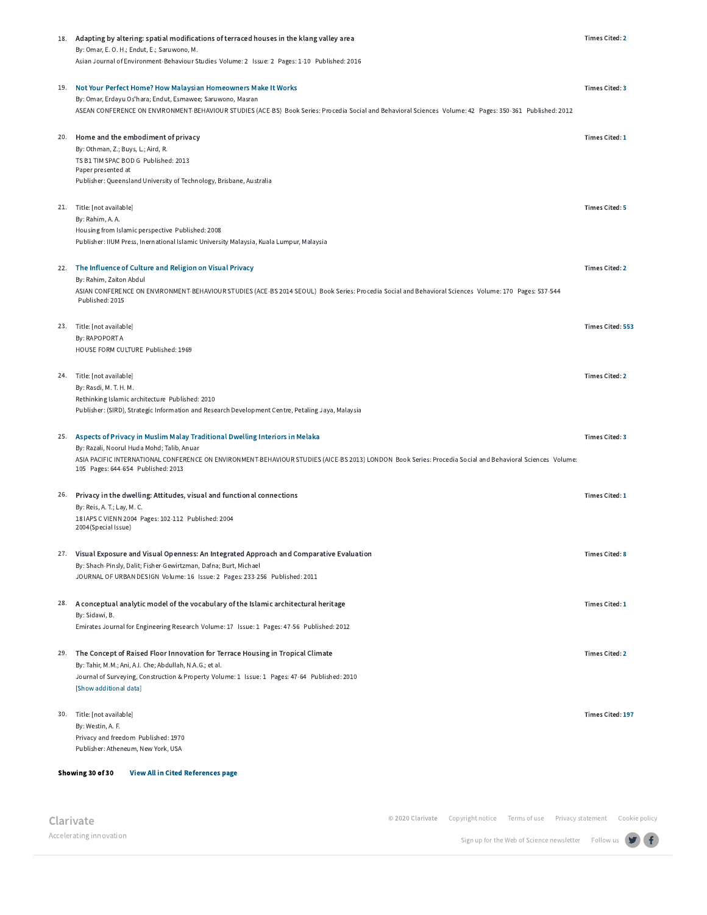18. **Adapting by altering: spatial modifications of terraced houses in the klang valley area**
    By: Omar, E. O. H.; Endut, E.; Saruwono, M.
    Asian Journal of Environment-Behaviour Studies Volume: 2 Issue: 2 Pages: 1-10 Published: 2016
    Times Cited: 2

19. **Not Your Perfect Home? How Malaysian Homeowners Make It Works**
    By: Omar, Erdayu Os'hara; Endut, Esmawee; Saruwono, Masran
    ASEAN CONFERENCE ON ENVIRONMENT-BEHAVIOUR STUDIES (ACE-BS) Book Series: Procedia Social and Behavioral Sciences Volume: 42 Pages: 350-361 Published: 2012
    Times Cited: 3

20. **Home and the embodiment of privacy**
    By: Othman, Z.; Buys, L.; Aird, R.
    TS B1 TIM SPAC BOD G Published: 2013
    Paper presented at
    Publisher: Queensland University of Technology, Brisbane, Australia
    Times Cited: 1

21. Title: [not available]
    By: Rahim, A. A.
    Housing from Islamic perspective Published: 2008
    Publisher: IIUM Press, Inernational Islamic University Malaysia, Kuala Lumpur, Malaysia
    Times Cited: 5

22. **The Influence of Culture and Religion on Visual Privacy**
    By: Rahim, Zaiton Abdul
    ASIAN CONFERENCE ON ENVIRONMENT-BEHAVIOUR STUDIES (ACE-BS 2014 SEOUL) Book Series: Procedia Social and Behavioral Sciences Volume: 170 Pages: 537-544 Published: 2015
    Times Cited: 2

23. Title: [not available]
    By: RAPOPORT A
    HOUSE FORM CULTURE Published: 1969
    Times Cited: 553

24. Title: [not available]
    By: Rasdi, M. T. H. M.
    Rethinking Islamic architecture Published: 2010
    Publisher: (SIRD), Strategic Information and Research Development Centre, Petaling Jaya, Malaysia
    Times Cited: 2

25. **Aspects of Privacy in Muslim Malay Traditional Dwelling Interiors in Melaka**
    By: Razali, Noorul Huda Mohd; Talib, Anuar
    ASIA PACIFIC INTERNATIONAL CONFERENCE ON ENVIRONMENT-BEHAVIOUR STUDIES (AICE-BS 2013) LONDON Book Series: Procedia Social and Behavioral Sciences Volume: 105 Pages: 644-654 Published: 2013
    Times Cited: 3

26. **Privacy in the dwelling: Attitudes, visual and functional connections**
    By: Reis, A. T.; Lay, M. C.
    18 IAPS C VIENN 2004 Pages: 102-112 Published: 2004
    2004(Special Issue)
    Times Cited: 1

27. **Visual Exposure and Visual Openness: An Integrated Approach and Comparative Evaluation**
    By: Shach-Pinsly, Dalit; Fisher-Gewirtzman, Dafna; Burt, Michael
    JOURNAL OF URBAN DESIGN Volume: 16 Issue: 2 Pages: 233-256 Published: 2011
    Times Cited: 8

28. **A conceptual analytic model of the vocabulary of the Islamic architectural heritage**
    By: Sidawi, B.
    Emirates Journal for Engineering Research Volume: 17 Issue: 1 Pages: 47-56 Published: 2012
    Times Cited: 1

29. **The Concept of Raised Floor Innovation for Terrace Housing in Tropical Climate**
    By: Tahir, M.M.; Ani, A.I. Che; Abdullah, N.A.G.; et al.
    Journal of Surveying, Construction & Property Volume: 1 Issue: 1 Pages: 47-64 Published: 2010
    [Show additional data]
    Times Cited: 2

30. Title: [not available]
    By: Westin, A. F.
    Privacy and freedom Published: 1970
    Publisher: Atheneum, New York, USA
    Times Cited: 197

**Showing 30 of 30** View All in Cited References page

Clarivate
Accelerating innovation

© 2020 Clarivate Copyright notice Terms of use Privacy statement Cookie policy

Sign up for the Web of Science newsletter Follow us